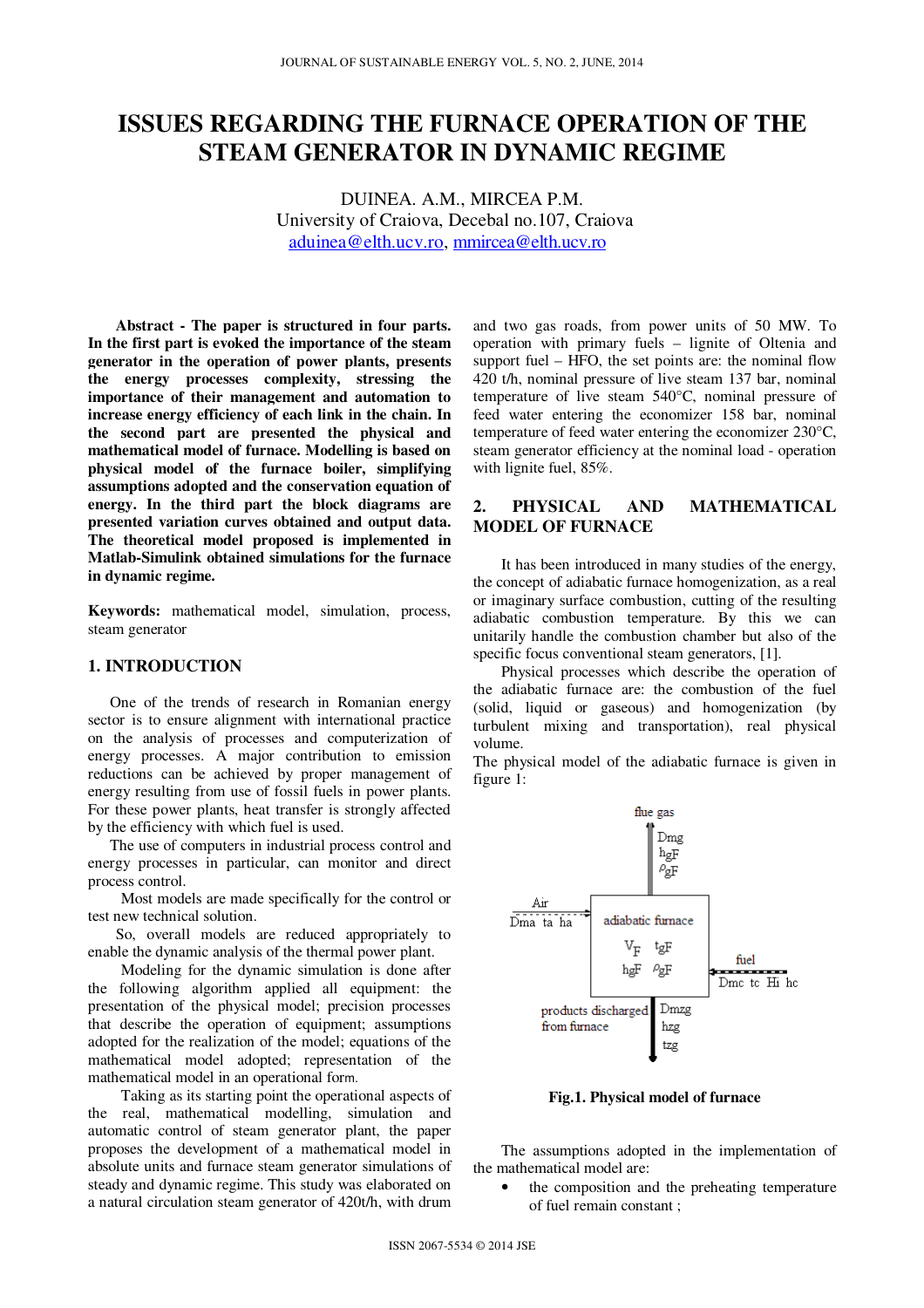// ISSUES REGARDING THE FURNACE OPERATION OF THE STEAM GENERATOR IN DYNAMIC REGIME

DUINEA. A.M., MIRCEA P.M.
University of Craiova, Decebal no.107, Craiova
aduinea@elth.ucv.ro, mmircea@elth.ucv.ro

**Abstract - The paper is structured in four parts. In the first part is evoked the importance of the steam generator in the operation of power plants, presents the energy processes complexity, stressing the importance of their management and automation to increase energy efficiency of each link in the chain. In the second part are presented the physical and mathematical model of furnace. Modelling is based on physical model of the furnace boiler, simplifying assumptions adopted and the conservation equation of energy. In the third part the block diagrams are presented variation curves obtained and output data. The theoretical model proposed is implemented in Matlab-Simulink obtained simulations for the furnace in dynamic regime.**

**Keywords:** mathematical model, simulation, process, steam generator

## 1. INTRODUCTION

One of the trends of research in Romanian energy sector is to ensure alignment with international practice on the analysis of processes and computerization of energy processes. A major contribution to emission reductions can be achieved by proper management of energy resulting from use of fossil fuels in power plants. For these power plants, heat transfer is strongly affected by the efficiency with which fuel is used.

The use of computers in industrial process control and energy processes in particular, can monitor and direct process control.

Most models are made specifically for the control or test new technical solution.

So, overall models are reduced appropriately to enable the dynamic analysis of the thermal power plant.

Modeling for the dynamic simulation is done after the following algorithm applied all equipment: the presentation of the physical model; precision processes that describe the operation of equipment; assumptions adopted for the realization of the model; equations of the mathematical model adopted; representation of the mathematical model in an operational form.

Taking as its starting point the operational aspects of the real, mathematical modelling, simulation and automatic control of steam generator plant, the paper proposes the development of a mathematical model in absolute units and furnace steam generator simulations of steady and dynamic regime. This study was elaborated on a natural circulation steam generator of 420t/h, with drum and two gas roads, from power units of 50 MW. To operation with primary fuels – lignite of Oltenia and support fuel – HFO, the set points are: the nominal flow 420 t/h, nominal pressure of live steam 137 bar, nominal temperature of live steam 540°C, nominal pressure of feed water entering the economizer 158 bar, nominal temperature of feed water entering the economizer 230°C, steam generator efficiency at the nominal load - operation with lignite fuel, 85%.

## 2. PHYSICAL AND MATHEMATICAL MODEL OF FURNACE

It has been introduced in many studies of the energy, the concept of adiabatic furnace homogenization, as a real or imaginary surface combustion, cutting of the resulting adiabatic combustion temperature. By this we can unitarily handle the combustion chamber but also of the specific focus conventional steam generators, [1].

Physical processes which describe the operation of the adiabatic furnace are: the combustion of the fuel (solid, liquid or gaseous) and homogenization (by turbulent mixing and transportation), real physical volume.

The physical model of the adiabatic furnace is given in figure 1:

flue gas: $D_{mg}$, $h_{gF}$, $\rho_{gF}$

Air: $D_{ma}$ $t_a$ $h_a$

adiabatic furnace: $V_F$ $t_{gF}$ $h_{gF}$ $\rho_{gF}$

fuel: $D_{mc}$ $t_c$ $H_i$ $h_c$

products discharged from furnace: $D_{mzg}$ $h_{zg}$ $t_{zg}$

**Fig.1. Physical model of furnace**

The assumptions adopted in the implementation of the mathematical model are:

- the composition and the preheating temperature of fuel remain constant ;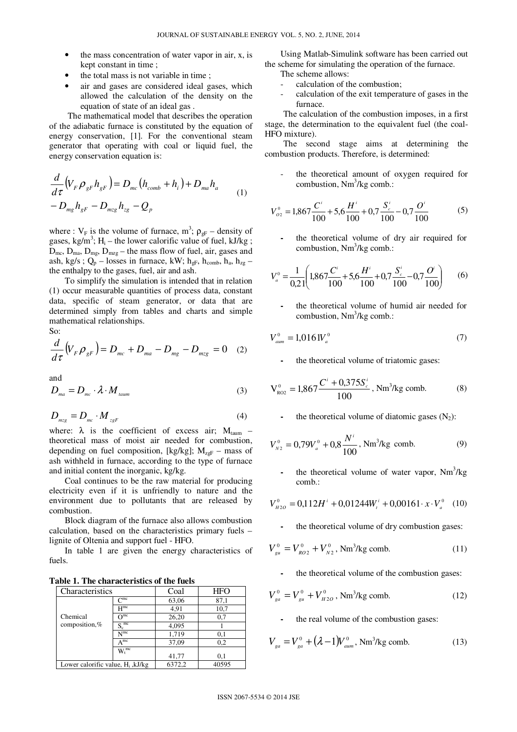- the mass concentration of water vapor in air, x, is kept constant in time ;
- the total mass is not variable in time ;
- air and gases are considered ideal gases, which allowed the calculation of the density on the equation of state of an ideal gas .

The mathematical model that describes the operation of the adiabatic furnace is constituted by the equation of energy conservation, [1]. For the conventional steam generator that operating with coal or liquid fuel, the energy conservation equation is:

$$\frac{d}{d\tau}\left(V_F \rho_{gF} h_{gF}\right) = D_{mc}\left(h_{comb} + h_i\right) + D_{ma} h_a - D_{mg} h_{gF} - D_{mzg} h_{zg} - Q_p \quad (1)$$

where : $V_F$ is the volume of furnace, m$^3$; $\rho_{gF}$ – density of gases, kg/m$^3$; $H_i$ – the lower calorific value of fuel, kJ/kg ; $D_{mc}$, $D_{ma}$, $D_{mg}$, $D_{mzg}$ – the mass flow of fuel, air, gases and ash, kg/s ; $Q_p$ – losses in furnace, kW; $h_{gF}$, $h_{comb}$, $h_a$, $h_{zg}$ – the enthalpy to the gases, fuel, air and ash.

To simplify the simulation is intended that in relation (1) occur measurable quantities of process data, constant data, specific of steam generator, or data that are determined simply from tables and charts and simple mathematical relationships.

So:

$$\frac{d}{d\tau}\left(V_F \rho_{gF}\right) = D_{mc} + D_{ma} - D_{mg} - D_{mzg} = 0 \quad (2)$$

and

$$D_{ma} = D_{mc} \cdot \lambda \cdot M_{taum} \quad (3)$$

$$D_{mzg} = D_{mc} \cdot M_{zgF} \quad (4)$$

where: $\lambda$ is the coefficient of excess air; $M_{taum}$ – theoretical mass of moist air needed for combustion, depending on fuel composition, [kg/kg]; $M_{zgF}$ – mass of ash withheld in furnace, according to the type of furnace and initial content the inorganic, kg/kg.

Coal continues to be the raw material for producing electricity even if it is unfriendly to nature and the environment due to pollutants that are released by combustion.

Block diagram of the furnace also allows combustion calculation, based on the characteristics primary fuels – lignite of Oltenia and support fuel - HFO.

In table 1 are given the energy characteristics of fuels.

**Table 1. The characteristics of the fuels**

| Characteristics | | Coal | HFO |
|---|---|---|---|
| Chemical composition,% | $C^{mc}$ | 63,06 | 87,1 |
| | $H^{mc}$ | 4,91 | 10,7 |
| | $O^{mc}$ | 26,20 | 0,7 |
| | $S_c^{mc}$ | 4,095 | 1 |
| | $N^{mc}$ | 1,719 | 0,1 |
| | $A^{mc}$ | 37,09 | 0,2 |
| | $W_t^{mc}$ | 41,77 | 0,1 |
| Lower calorific value, $H_i$ ,kJ/kg | | 6372,2 | 40595 |

Using Matlab-Simulink software has been carried out the scheme for simulating the operation of the furnace.

The scheme allows:

- calculation of the combustion;
- calculation of the exit temperature of gases in the furnace.

The calculation of the combustion imposes, in a first stage, the determination to the equivalent fuel (the coal-HFO mixture).

The second stage aims at determining the combustion products. Therefore, is determined:

- the theoretical amount of oxygen required for combustion, Nm$^3$/kg comb.:

$$V_{O2}^{0} = 1{,}867\frac{C^i}{100} + 5{,}6\frac{H^i}{100} + 0{,}7\frac{S_c^i}{100} - 0{,}7\frac{O^i}{100} \quad (5)$$

- the theoretical volume of dry air required for combustion, Nm$^3$/kg comb.:

$$V_a^0 = \frac{1}{0{,}21}\left(1{,}867\frac{C^i}{100} + 5{,}6\frac{H^i}{100} + 0{,}7\frac{S_c^i}{100} - 0{,}7\frac{O^i}{100}\right) \quad (6)$$

- the theoretical volume of humid air needed for combustion, Nm$^3$/kg comb.:

$$V_{aum}^0 = 1{,}0161 V_a^0 \quad (7)$$

- the theoretical volume of triatomic gases:

$$V_{RO2}^0 = 1{,}867\frac{C^i + 0{,}375 S_c^i}{100}, \text{ Nm}^3\text{/kg comb.} \quad (8)$$

- the theoretical volume of diatomic gases ($N_2$):

$$V_{N2}^0 = 0{,}79 V_a^0 + 0{,}8\frac{N^i}{100}, \text{ Nm}^3\text{/kg comb.} \quad (9)$$

- the theoretical volume of water vapor, Nm$^3$/kg comb.:

$$V_{H2O}^0 = 0{,}112 H^i + 0{,}01244 W_t^i + 0{,}00161 \cdot x \cdot V_a^0 \quad (10)$$

- the theoretical volume of dry combustion gases:

$$V_{gu}^0 = V_{RO2}^0 + V_{N2}^0, \text{ Nm}^3\text{/kg comb.} \quad (11)$$

- the theoretical volume of the combustion gases:

$$V_{ga}^0 = V_{gu}^0 + V_{H2O}^0, \text{ Nm}^3\text{/kg comb.} \quad (12)$$

- the real volume of the combustion gases:

$$V_{ga} = V_{ga}^0 + (\lambda - 1)V_{aum}^0, \text{ Nm}^3\text{/kg comb.} \quad (13)$$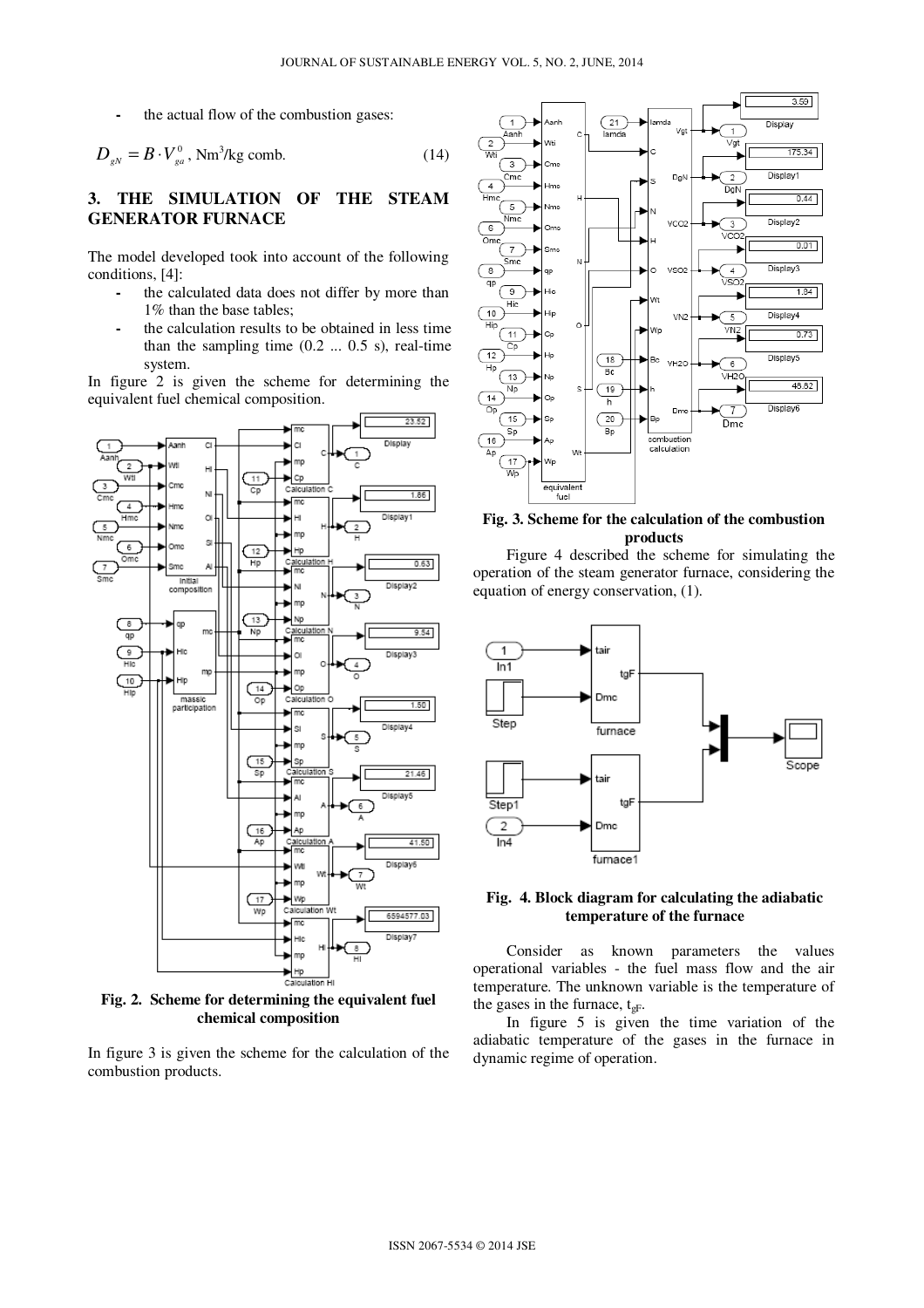- the actual flow of the combustion gases:

$$D_{gN} = B \cdot V_{ga}^{0}\text{, Nm}^3\text{/kg comb.} \quad (14)$$

## 3. THE SIMULATION OF THE STEAM GENERATOR FURNACE

The model developed took into account of the following conditions, [4]:

- the calculated data does not differ by more than 1% than the base tables;
- the calculation results to be obtained in less time than the sampling time (0.2 ... 0.5 s), real-time system.

In figure 2 is given the scheme for determining the equivalent fuel chemical composition.

**Fig. 2. Scheme for determining the equivalent fuel chemical composition**

In figure 3 is given the scheme for the calculation of the combustion products.

**Fig. 3. Scheme for the calculation of the combustion products**

Figure 4 described the scheme for simulating the operation of the steam generator furnace, considering the equation of energy conservation, (1).

**Fig. 4. Block diagram for calculating the adiabatic temperature of the furnace**

Consider as known parameters the values operational variables - the fuel mass flow and the air temperature. The unknown variable is the temperature of the gases in the furnace, $t_{gF}$.

In figure 5 is given the time variation of the adiabatic temperature of the gases in the furnace in dynamic regime of operation.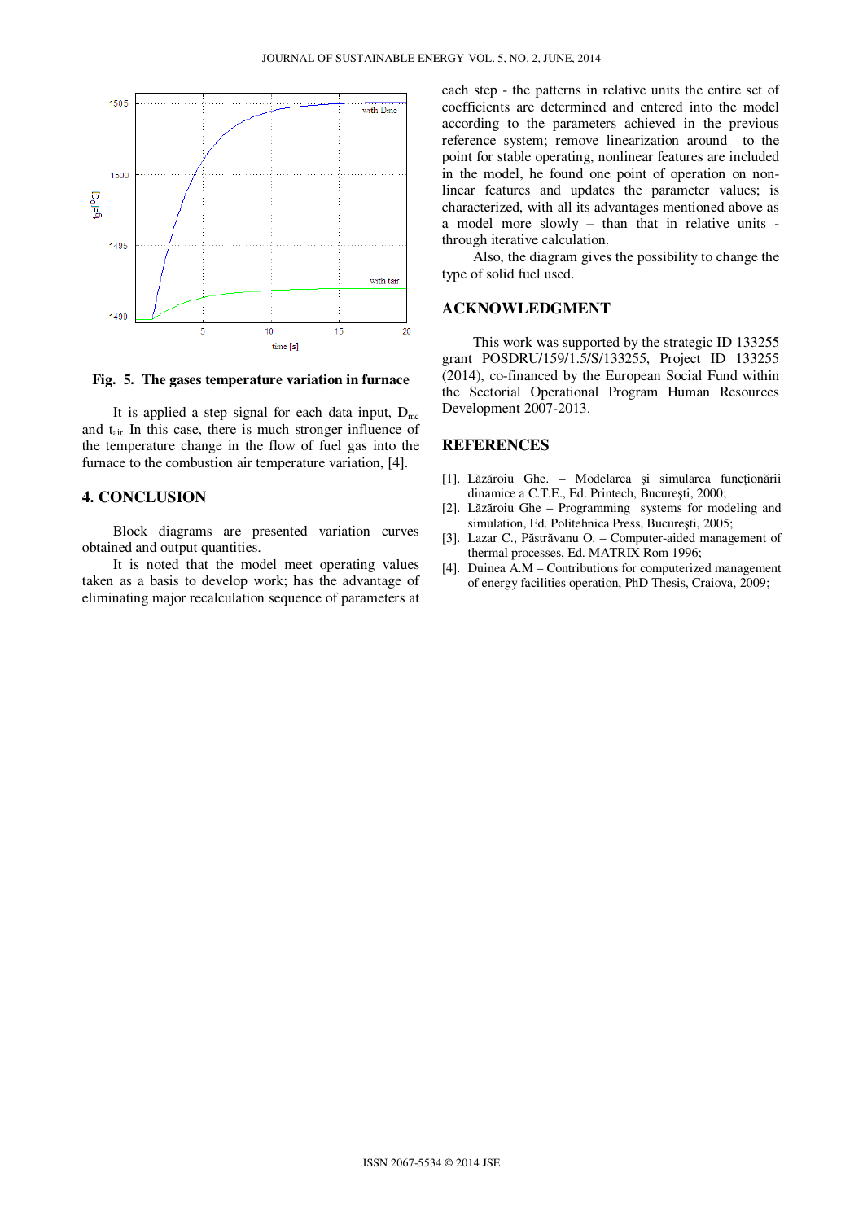1505

1500

1495

1490

with Dmc

with tair

$t_{gF}$[$^0$C]

5

10

15

20

time [s]

**Fig. 5. The gases temperature variation in furnace**

It is applied a step signal for each data input, $D_{mc}$ and $t_{air}$. In this case, there is much stronger influence of the temperature change in the flow of fuel gas into the furnace to the combustion air temperature variation, [4].

## 4. CONCLUSION

Block diagrams are presented variation curves obtained and output quantities.

It is noted that the model meet operating values taken as a basis to develop work; has the advantage of eliminating major recalculation sequence of parameters at each step - the patterns in relative units the entire set of coefficients are determined and entered into the model according to the parameters achieved in the previous reference system; remove linearization around to the point for stable operating, nonlinear features are included in the model, he found one point of operation on non-linear features and updates the parameter values; is characterized, with all its advantages mentioned above as a model more slowly – than that in relative units - through iterative calculation.

Also, the diagram gives the possibility to change the type of solid fuel used.

## ACKNOWLEDGMENT

This work was supported by the strategic ID 133255 grant POSDRU/159/1.5/S/133255, Project ID 133255 (2014), co-financed by the European Social Fund within the Sectorial Operational Program Human Resources Development 2007-2013.

## REFERENCES

[1]. Lăzăroiu Ghe. – Modelarea şi simularea funcţionării dinamice a C.T.E., Ed. Printech, Bucureşti, 2000;

[2]. Lăzăroiu Ghe – Programming systems for modeling and simulation, Ed. Politehnica Press, Bucureşti, 2005;

[3]. Lazar C., Păstrăvanu O. – Computer-aided management of thermal processes, Ed. MATRIX Rom 1996;

[4]. Duinea A.M – Contributions for computerized management of energy facilities operation, PhD Thesis, Craiova, 2009;